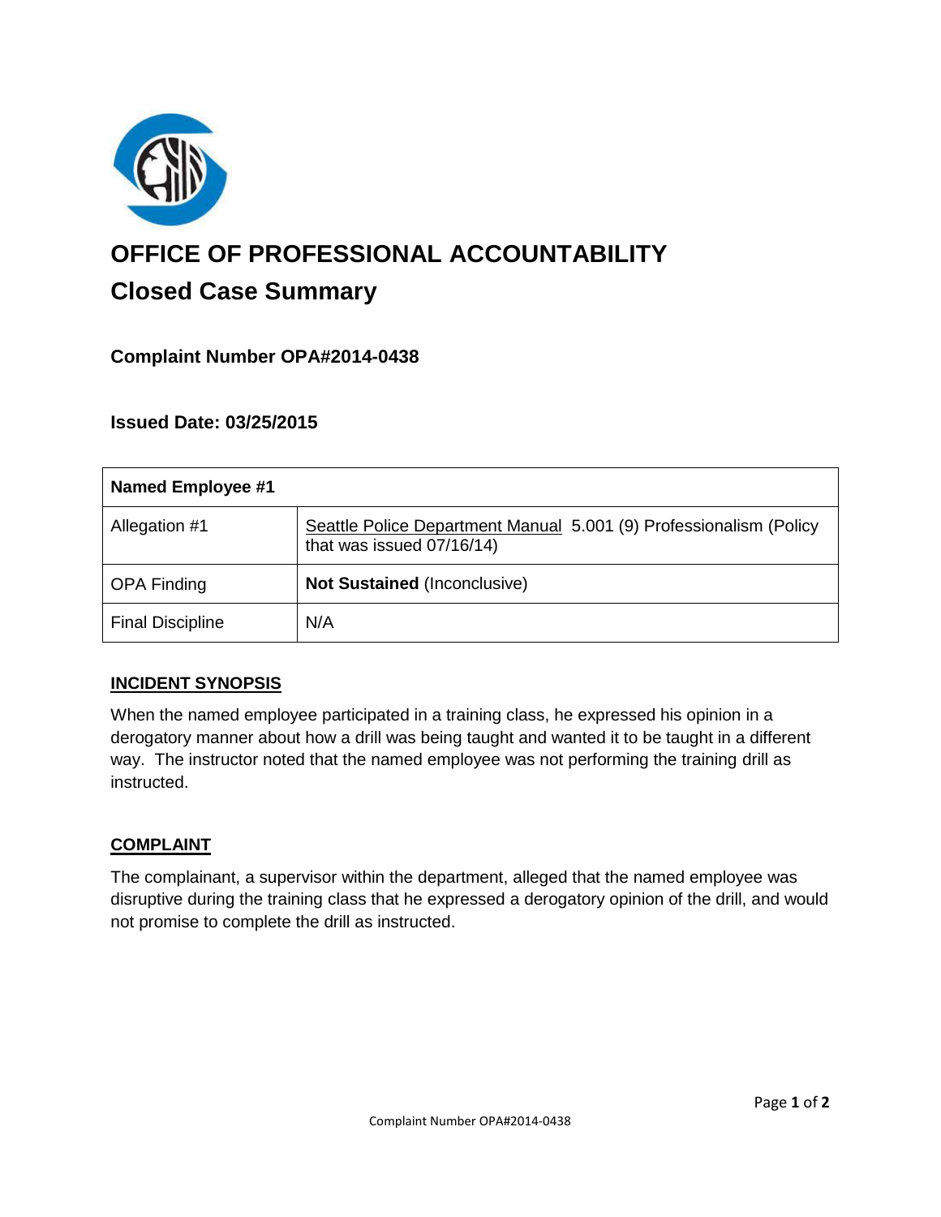# OFFICE OF PROFESSIONAL ACCOUNTABILITY

## Closed Case Summary

### Complaint Number OPA#2014-0438

### Issued Date: 03/25/2015

| Named Employee #1 | |
|---|---|
| Allegation #1 | Seattle Police Department Manual 5.001 (9) Professionalism (Policy that was issued 07/16/14) |
| OPA Finding | **Not Sustained** (Inconclusive) |
| Final Discipline | N/A |

### INCIDENT SYNOPSIS

When the named employee participated in a training class, he expressed his opinion in a derogatory manner about how a drill was being taught and wanted it to be taught in a different way. The instructor noted that the named employee was not performing the training drill as instructed.

### COMPLAINT

The complainant, a supervisor within the department, alleged that the named employee was disruptive during the training class that he expressed a derogatory opinion of the drill, and would not promise to complete the drill as instructed.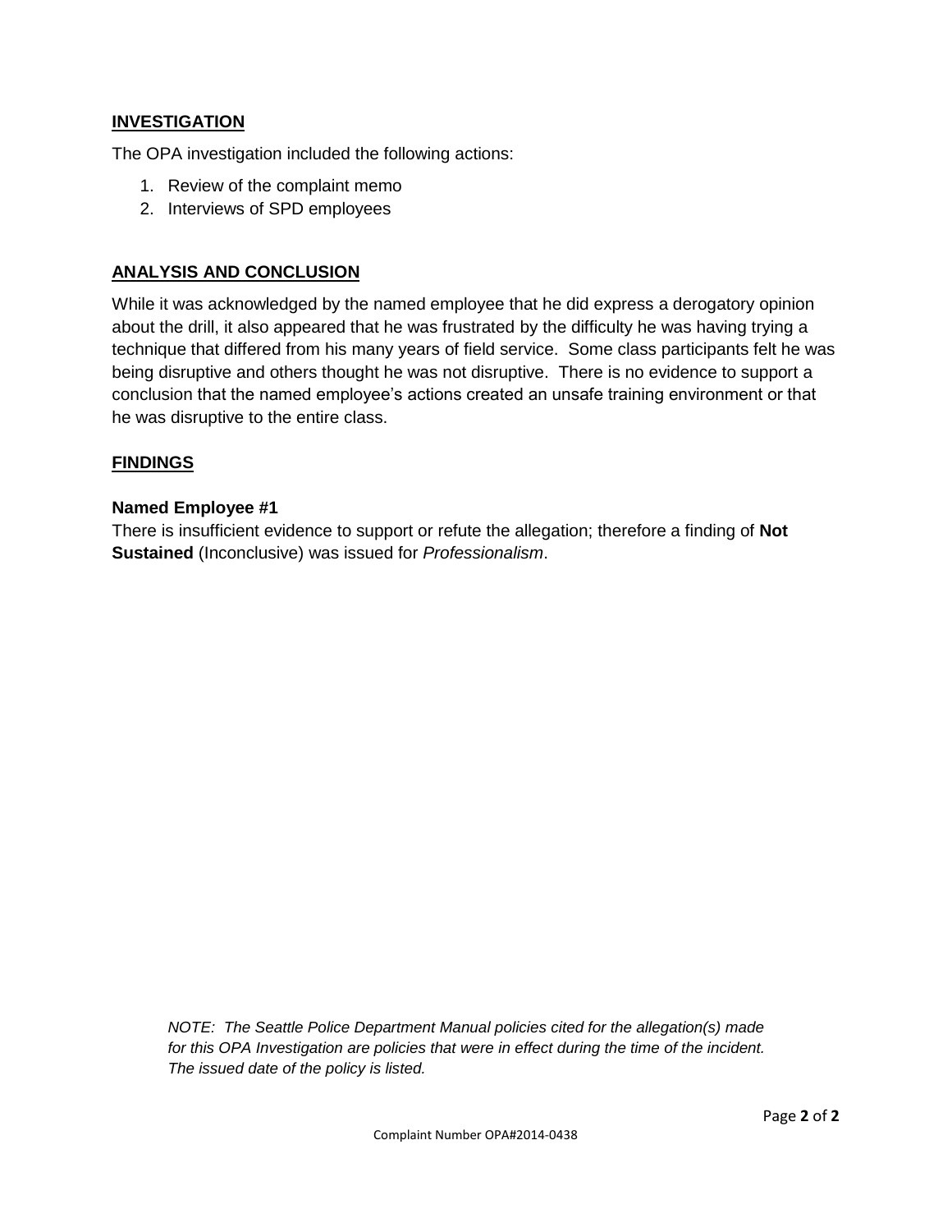## INVESTIGATION

The OPA investigation included the following actions:

1. Review of the complaint memo
2. Interviews of SPD employees

## ANALYSIS AND CONCLUSION

While it was acknowledged by the named employee that he did express a derogatory opinion about the drill, it also appeared that he was frustrated by the difficulty he was having trying a technique that differed from his many years of field service. Some class participants felt he was being disruptive and others thought he was not disruptive. There is no evidence to support a conclusion that the named employee's actions created an unsafe training environment or that he was disruptive to the entire class.

## FINDINGS

**Named Employee #1**
There is insufficient evidence to support or refute the allegation; therefore a finding of **Not Sustained** (Inconclusive) was issued for *Professionalism*.

*NOTE: The Seattle Police Department Manual policies cited for the allegation(s) made for this OPA Investigation are policies that were in effect during the time of the incident. The issued date of the policy is listed.*

Complaint Number OPA#2014-0438